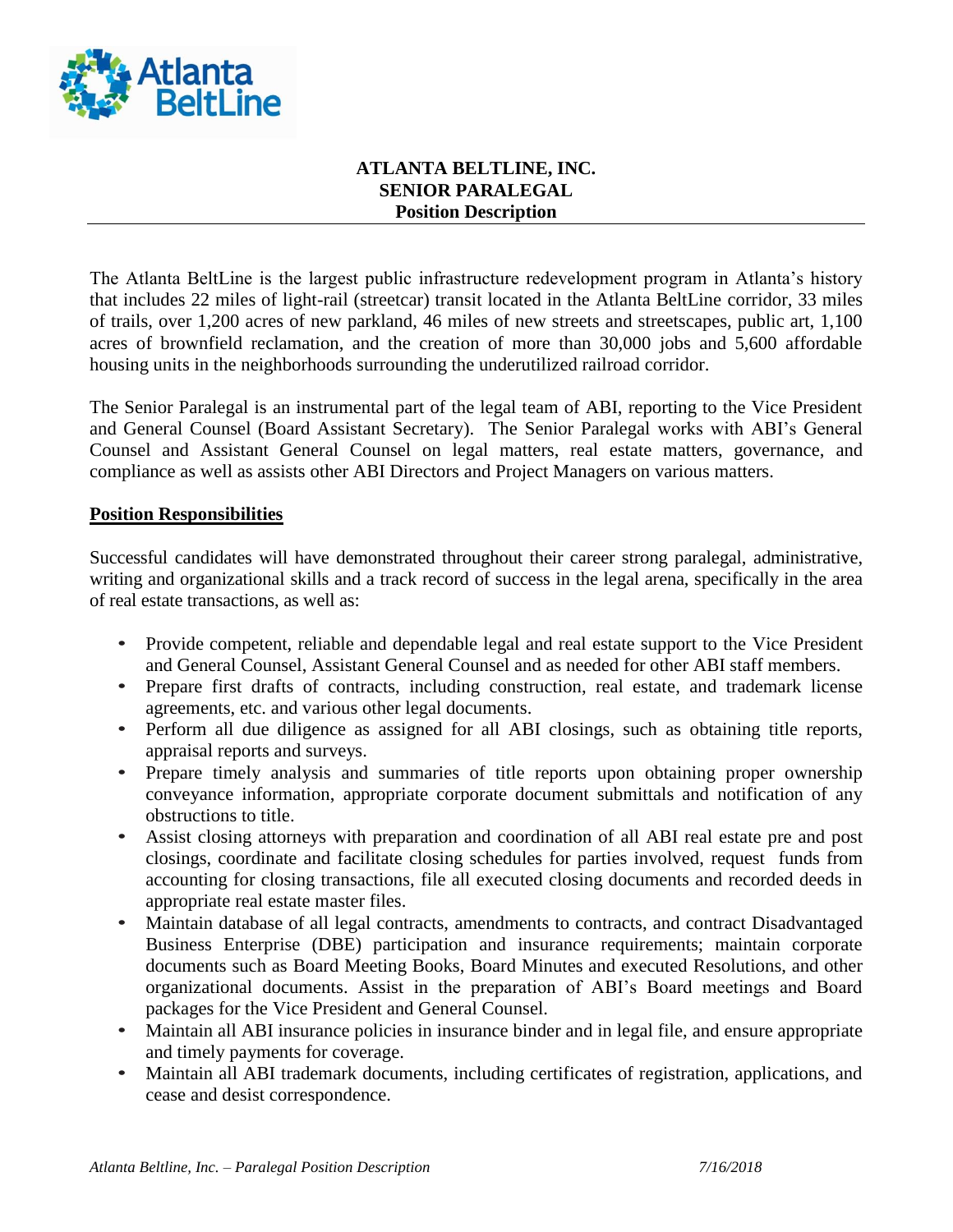# ATLANTA BELTLINE, INC.
# SENIOR PARALEGAL
## Position Description

The Atlanta BeltLine is the largest public infrastructure redevelopment program in Atlanta's history that includes 22 miles of light-rail (streetcar) transit located in the Atlanta BeltLine corridor, 33 miles of trails, over 1,200 acres of new parkland, 46 miles of new streets and streetscapes, public art, 1,100 acres of brownfield reclamation, and the creation of more than 30,000 jobs and 5,600 affordable housing units in the neighborhoods surrounding the underutilized railroad corridor.

The Senior Paralegal is an instrumental part of the legal team of ABI, reporting to the Vice President and General Counsel (Board Assistant Secretary). The Senior Paralegal works with ABI's General Counsel and Assistant General Counsel on legal matters, real estate matters, governance, and compliance as well as assists other ABI Directors and Project Managers on various matters.

### Position Responsibilities

Successful candidates will have demonstrated throughout their career strong paralegal, administrative, writing and organizational skills and a track record of success in the legal arena, specifically in the area of real estate transactions, as well as:

- Provide competent, reliable and dependable legal and real estate support to the Vice President and General Counsel, Assistant General Counsel and as needed for other ABI staff members.
- Prepare first drafts of contracts, including construction, real estate, and trademark license agreements, etc. and various other legal documents.
- Perform all due diligence as assigned for all ABI closings, such as obtaining title reports, appraisal reports and surveys.
- Prepare timely analysis and summaries of title reports upon obtaining proper ownership conveyance information, appropriate corporate document submittals and notification of any obstructions to title.
- Assist closing attorneys with preparation and coordination of all ABI real estate pre and post closings, coordinate and facilitate closing schedules for parties involved, request funds from accounting for closing transactions, file all executed closing documents and recorded deeds in appropriate real estate master files.
- Maintain database of all legal contracts, amendments to contracts, and contract Disadvantaged Business Enterprise (DBE) participation and insurance requirements; maintain corporate documents such as Board Meeting Books, Board Minutes and executed Resolutions, and other organizational documents. Assist in the preparation of ABI's Board meetings and Board packages for the Vice President and General Counsel.
- Maintain all ABI insurance policies in insurance binder and in legal file, and ensure appropriate and timely payments for coverage.
- Maintain all ABI trademark documents, including certificates of registration, applications, and cease and desist correspondence.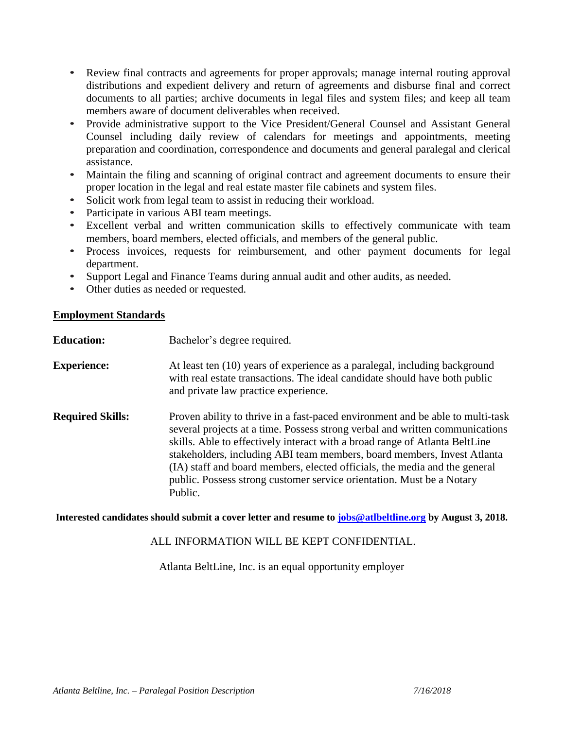- Review final contracts and agreements for proper approvals; manage internal routing approval distributions and expedient delivery and return of agreements and disburse final and correct documents to all parties; archive documents in legal files and system files; and keep all team members aware of document deliverables when received.
- Provide administrative support to the Vice President/General Counsel and Assistant General Counsel including daily review of calendars for meetings and appointments, meeting preparation and coordination, correspondence and documents and general paralegal and clerical assistance.
- Maintain the filing and scanning of original contract and agreement documents to ensure their proper location in the legal and real estate master file cabinets and system files.
- Solicit work from legal team to assist in reducing their workload.
- Participate in various ABI team meetings.
- Excellent verbal and written communication skills to effectively communicate with team members, board members, elected officials, and members of the general public.
- Process invoices, requests for reimbursement, and other payment documents for legal department.
- Support Legal and Finance Teams during annual audit and other audits, as needed.
- Other duties as needed or requested.

## <u>Employment Standards</u>

**Education:** Bachelor's degree required.

**Experience:** At least ten (10) years of experience as a paralegal, including background with real estate transactions. The ideal candidate should have both public and private law practice experience.

**Required Skills:** Proven ability to thrive in a fast-paced environment and be able to multi-task several projects at a time. Possess strong verbal and written communications skills. Able to effectively interact with a broad range of Atlanta BeltLine stakeholders, including ABI team members, board members, Invest Atlanta (IA) staff and board members, elected officials, the media and the general public. Possess strong customer service orientation. Must be a Notary Public.

**Interested candidates should submit a cover letter and resume to jobs@atlbeltline.org by August 3, 2018.**

ALL INFORMATION WILL BE KEPT CONFIDENTIAL.

Atlanta BeltLine, Inc. is an equal opportunity employer